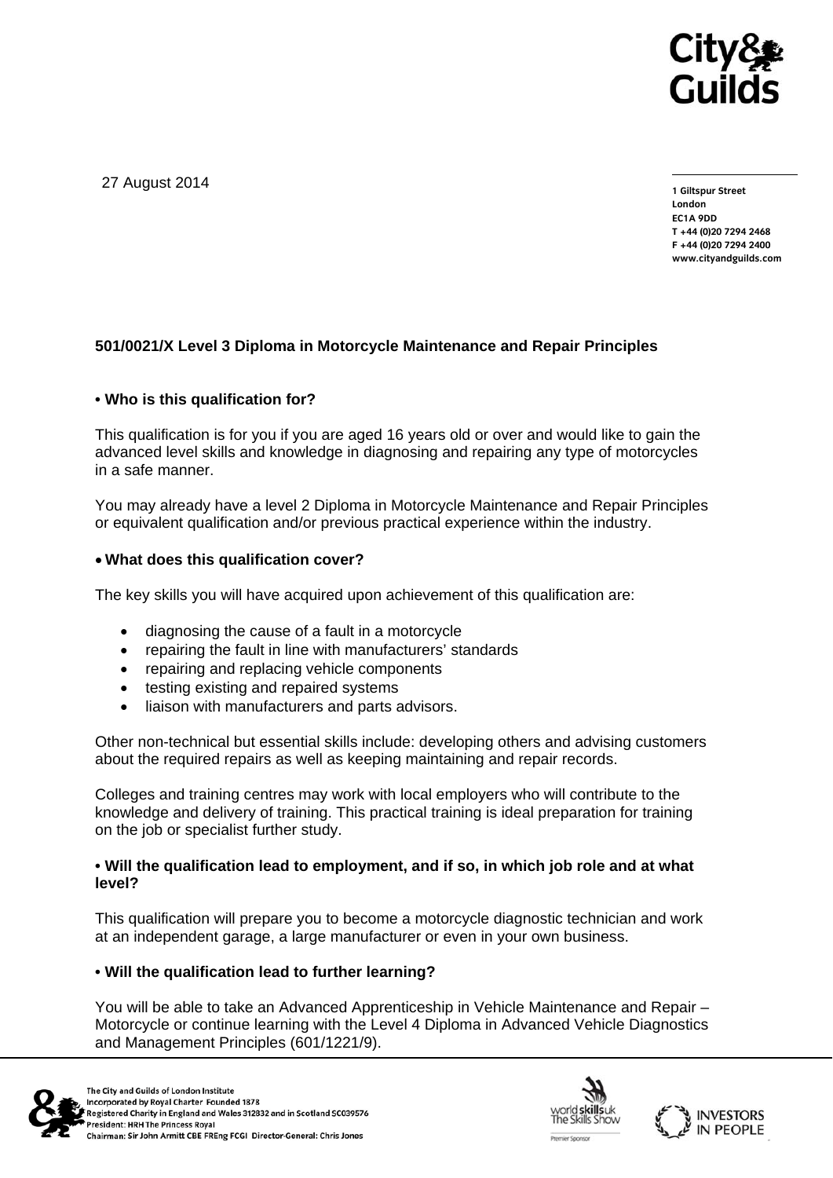27 August 2014

**1 Giltspur Street**
**London**
**EC1A 9DD**
**T +44 (0)20 7294 2468**
**F +44 (0)20 7294 2400**
**www.cityandguilds.com**

## 501/0021/X Level 3 Diploma in Motorcycle Maintenance and Repair Principles

### • Who is this qualification for?

This qualification is for you if you are aged 16 years old or over and would like to gain the advanced level skills and knowledge in diagnosing and repairing any type of motorcycles in a safe manner.

You may already have a level 2 Diploma in Motorcycle Maintenance and Repair Principles or equivalent qualification and/or previous practical experience within the industry.

### • What does this qualification cover?

The key skills you will have acquired upon achievement of this qualification are:

- diagnosing the cause of a fault in a motorcycle
- repairing the fault in line with manufacturers' standards
- repairing and replacing vehicle components
- testing existing and repaired systems
- liaison with manufacturers and parts advisors.

Other non-technical but essential skills include: developing others and advising customers about the required repairs as well as keeping maintaining and repair records.

Colleges and training centres may work with local employers who will contribute to the knowledge and delivery of training. This practical training is ideal preparation for training on the job or specialist further study.

### • Will the qualification lead to employment, and if so, in which job role and at what level?

This qualification will prepare you to become a motorcycle diagnostic technician and work at an independent garage, a large manufacturer or even in your own business.

### • Will the qualification lead to further learning?

You will be able to take an Advanced Apprenticeship in Vehicle Maintenance and Repair – Motorcycle or continue learning with the Level 4 Diploma in Advanced Vehicle Diagnostics and Management Principles (601/1221/9).

The City and Guilds of London Institute
Incorporated by Royal Charter Founded 1878
Registered Charity in England and Wales 312832 and in Scotland SC039576
President: HRH The Princess Royal
Chairman: Sir John Armitt CBE FREng FCGI Director-General: Chris Jones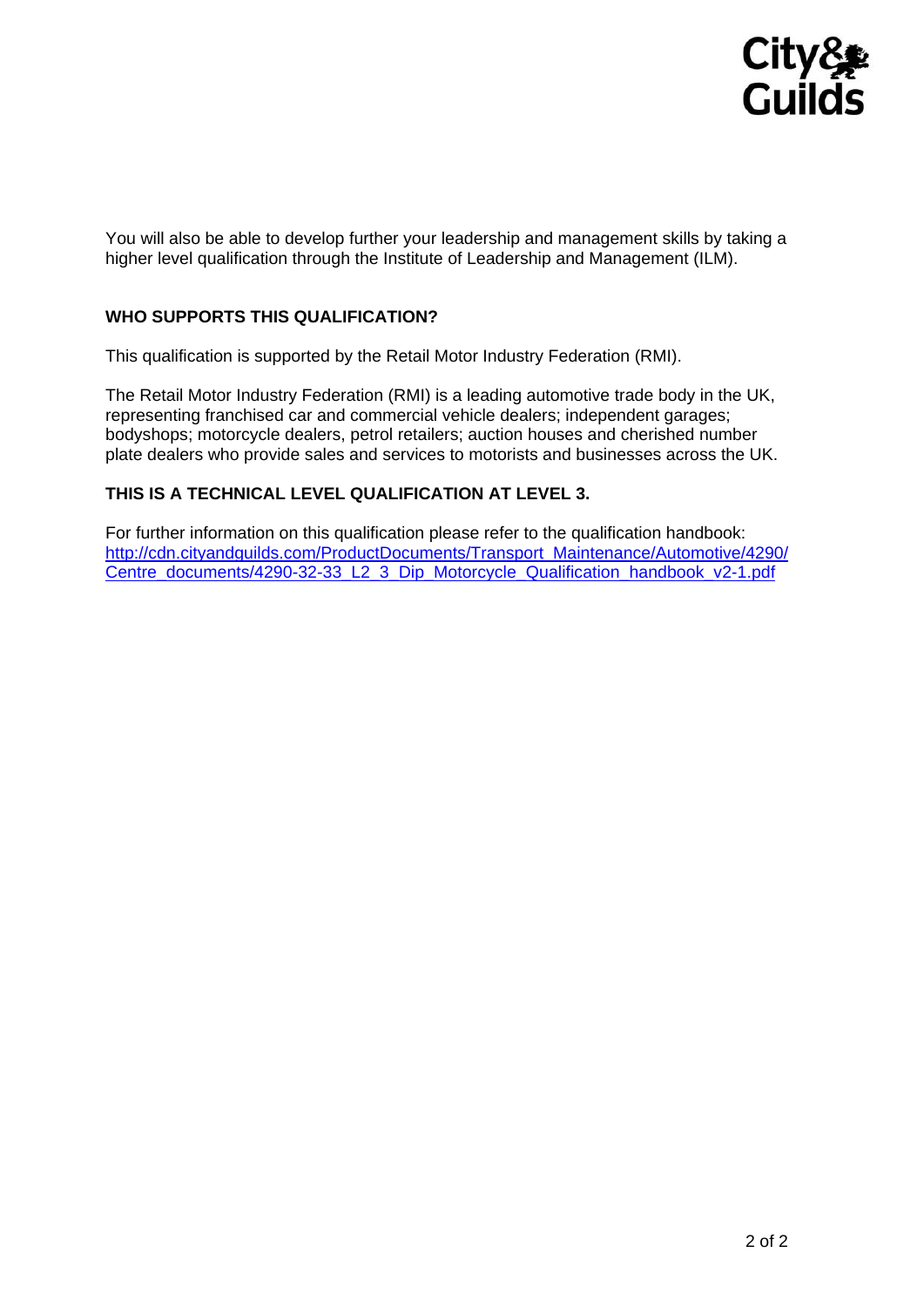You will also be able to develop further your leadership and management skills by taking a higher level qualification through the Institute of Leadership and Management (ILM).

**WHO SUPPORTS THIS QUALIFICATION?**

This qualification is supported by the Retail Motor Industry Federation (RMI).

The Retail Motor Industry Federation (RMI) is a leading automotive trade body in the UK, representing franchised car and commercial vehicle dealers; independent garages; bodyshops; motorcycle dealers, petrol retailers; auction houses and cherished number plate dealers who provide sales and services to motorists and businesses across the UK.

**THIS IS A TECHNICAL LEVEL QUALIFICATION AT LEVEL 3.**

For further information on this qualification please refer to the qualification handbook:
http://cdn.cityandguilds.com/ProductDocuments/Transport_Maintenance/Automotive/4290/Centre_documents/4290-32-33_L2_3_Dip_Motorcycle_Qualification_handbook_v2-1.pdf